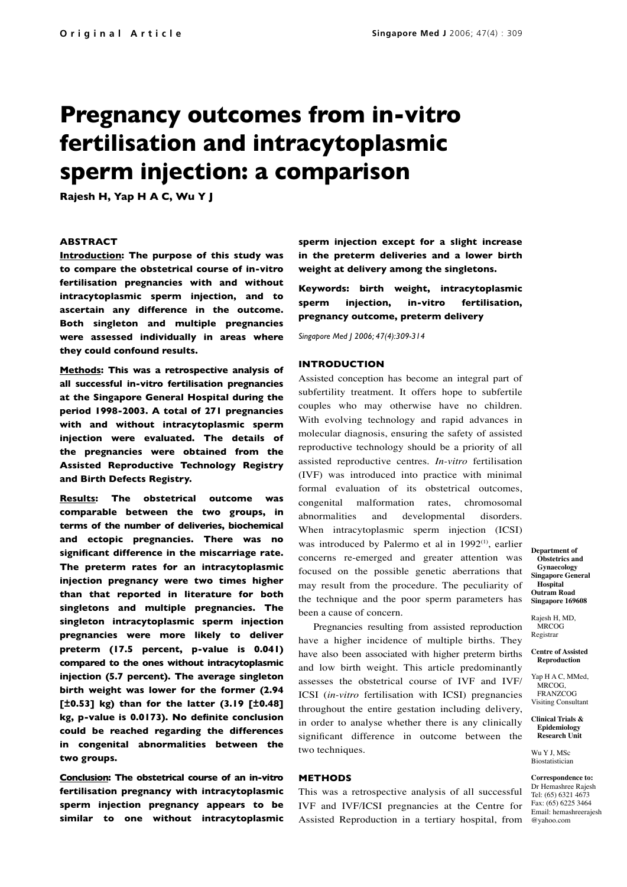Original Article

# Pregnancy outcomes from in-vitro fertilisation and intracytoplasmic sperm injection: a comparison

**Rajesh H, Yap H A C, Wu Y J**

## ABSTRACT

**Introduction: The purpose of this study was to compare the obstetrical course of in-vitro fertilisation pregnancies with and without intracytoplasmic sperm injection, and to ascertain any difference in the outcome. Both singleton and multiple pregnancies were assessed individually in areas where they could confound results.**

**Methods: This was a retrospective analysis of all successful in-vitro fertilisation pregnancies at the Singapore General Hospital during the period 1998-2003. A total of 271 pregnancies with and without intracytoplasmic sperm injection were evaluated. The details of the pregnancies were obtained from the Assisted Reproductive Technology Registry and Birth Defects Registry.**

**Results: The obstetrical outcome was comparable between the two groups, in terms of the number of deliveries, biochemical and ectopic pregnancies. There was no significant difference in the miscarriage rate. The preterm rates for an intracytoplasmic injection pregnancy were two times higher than that reported in literature for both singletons and multiple pregnancies. The singleton intracytoplasmic sperm injection pregnancies were more likely to deliver preterm (17.5 percent, p-value is 0.041) compared to the ones without intracytoplasmic injection (5.7 percent). The average singleton birth weight was lower for the former (2.94 [±0.53] kg) than for the latter (3.19 [±0.48] kg, p-value is 0.0173). No definite conclusion could be reached regarding the differences in congenital abnormalities between the two groups.**

**Conclusion: The obstetrical course of an in-vitro fertilisation pregnancy with intracytoplasmic sperm injection pregnancy appears to be similar to one without intracytoplasmic sperm injection except for a slight increase in the preterm deliveries and a lower birth weight at delivery among the singletons.**

**Keywords: birth weight, intracytoplasmic sperm injection, in-vitro fertilisation, pregnancy outcome, preterm delivery**

*Singapore Med J 2006; 47(4):309-314*

## INTRODUCTION

Assisted conception has become an integral part of subfertility treatment. It offers hope to subfertile couples who may otherwise have no children. With evolving technology and rapid advances in molecular diagnosis, ensuring the safety of assisted reproductive technology should be a priority of all assisted reproductive centres. *In-vitro* fertilisation (IVF) was introduced into practice with minimal formal evaluation of its obstetrical outcomes, congenital malformation rates, chromosomal abnormalities and developmental disorders. When intracytoplasmic sperm injection (ICSI) was introduced by Palermo et al in 1992[1], earlier concerns re-emerged and greater attention was focused on the possible genetic aberrations that may result from the procedure. The peculiarity of the technique and the poor sperm parameters has been a cause of concern.

Pregnancies resulting from assisted reproduction have a higher incidence of multiple births. They have also been associated with higher preterm births and low birth weight. This article predominantly assesses the obstetrical course of IVF and IVF/ICSI (*in-vitro* fertilisation with ICSI) pregnancies throughout the entire gestation including delivery, in order to analyse whether there is any clinically significant difference in outcome between the two techniques.

## METHODS

This was a retrospective analysis of all successful IVF and IVF/ICSI pregnancies at the Centre for Assisted Reproduction in a tertiary hospital, from

**Department of Obstetrics and Gynaecology Singapore General Hospital Outram Road Singapore 169608**

Rajesh H, MD, MRCOG
Registrar

**Centre of Assisted Reproduction**

Yap H A C, MMed, MRCOG, FRANZCOG
Visiting Consultant

**Clinical Trials & Epidemiology Research Unit**

Wu Y J, MSc
Biostatistician

**Correspondence to:**
Dr Hemashree Rajesh
Tel: (65) 6321 4673
Fax: (65) 6225 3464
Email: hemashreerajesh@yahoo.com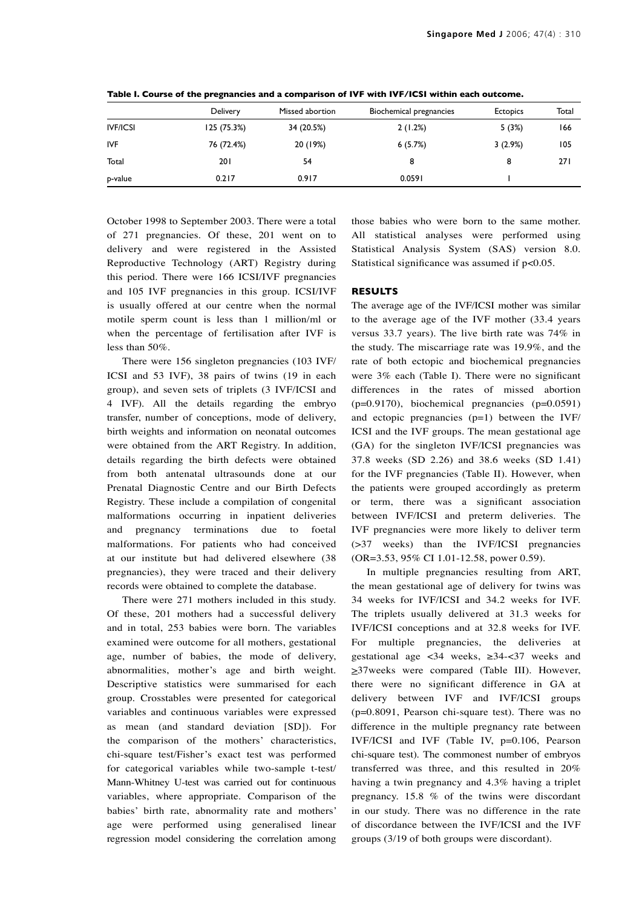**Table I. Course of the pregnancies and a comparison of IVF with IVF/ICSI within each outcome.**

| | Delivery | Missed abortion | Biochemical pregnancies | Ectopics | Total |
|---|---|---|---|---|---|
| IVF/ICSI | 125 (75.3%) | 34 (20.5%) | 2 (1.2%) | 5 (3%) | 166 |
| IVF | 76 (72.4%) | 20 (19%) | 6 (5.7%) | 3 (2.9%) | 105 |
| Total | 201 | 54 | 8 | 8 | 271 |
| p-value | 0.217 | 0.917 | 0.0591 | 1 | |

October 1998 to September 2003. There were a total of 271 pregnancies. Of these, 201 went on to delivery and were registered in the Assisted Reproductive Technology (ART) Registry during this period. There were 166 ICSI/IVF pregnancies and 105 IVF pregnancies in this group. ICSI/IVF is usually offered at our centre when the normal motile sperm count is less than 1 million/ml or when the percentage of fertilisation after IVF is less than 50%.

There were 156 singleton pregnancies (103 IVF/ICSI and 53 IVF), 38 pairs of twins (19 in each group), and seven sets of triplets (3 IVF/ICSI and 4 IVF). All the details regarding the embryo transfer, number of conceptions, mode of delivery, birth weights and information on neonatal outcomes were obtained from the ART Registry. In addition, details regarding the birth defects were obtained from both antenatal ultrasounds done at our Prenatal Diagnostic Centre and our Birth Defects Registry. These include a compilation of congenital malformations occurring in inpatient deliveries and pregnancy terminations due to foetal malformations. For patients who had conceived at our institute but had delivered elsewhere (38 pregnancies), they were traced and their delivery records were obtained to complete the database.

There were 271 mothers included in this study. Of these, 201 mothers had a successful delivery and in total, 253 babies were born. The variables examined were outcome for all mothers, gestational age, number of babies, the mode of delivery, abnormalities, mother's age and birth weight. Descriptive statistics were summarised for each group. Crosstables were presented for categorical variables and continuous variables were expressed as mean (and standard deviation [SD]). For the comparison of the mothers' characteristics, chi-square test/Fisher's exact test was performed for categorical variables while two-sample t-test/Mann-Whitney U-test was carried out for continuous variables, where appropriate. Comparison of the babies' birth rate, abnormality rate and mothers' age were performed using generalised linear regression model considering the correlation among those babies who were born to the same mother. All statistical analyses were performed using Statistical Analysis System (SAS) version 8.0. Statistical significance was assumed if $p<0.05$.

## RESULTS

The average age of the IVF/ICSI mother was similar to the average age of the IVF mother (33.4 years versus 33.7 years). The live birth rate was 74% in the study. The miscarriage rate was 19.9%, and the rate of both ectopic and biochemical pregnancies were 3% each (Table I). There were no significant differences in the rates of missed abortion ($p=0.9170$), biochemical pregnancies ($p=0.0591$) and ectopic pregnancies ($p=1$) between the IVF/ICSI and the IVF groups. The mean gestational age (GA) for the singleton IVF/ICSI pregnancies was 37.8 weeks (SD 2.26) and 38.6 weeks (SD 1.41) for the IVF pregnancies (Table II). However, when the patients were grouped accordingly as preterm or term, there was a significant association between IVF/ICSI and preterm deliveries. The IVF pregnancies were more likely to deliver term (>37 weeks) than the IVF/ICSI pregnancies (OR=3.53, 95% CI 1.01-12.58, power 0.59).

In multiple pregnancies resulting from ART, the mean gestational age of delivery for twins was 34 weeks for IVF/ICSI and 34.2 weeks for IVF. The triplets usually delivered at 31.3 weeks for IVF/ICSI conceptions and at 32.8 weeks for IVF. For multiple pregnancies, the deliveries at gestational age <34 weeks, ≥34-<37 weeks and ≥37weeks were compared (Table III). However, there were no significant difference in GA at delivery between IVF and IVF/ICSI groups ($p=0.8091$, Pearson chi-square test). There was no difference in the multiple pregnancy rate between IVF/ICSI and IVF (Table IV, $p=0.106$, Pearson chi-square test). The commonest number of embryos transferred was three, and this resulted in 20% having a twin pregnancy and 4.3% having a triplet pregnancy. 15.8 % of the twins were discordant in our study. There was no difference in the rate of discordance between the IVF/ICSI and the IVF groups (3/19 of both groups were discordant).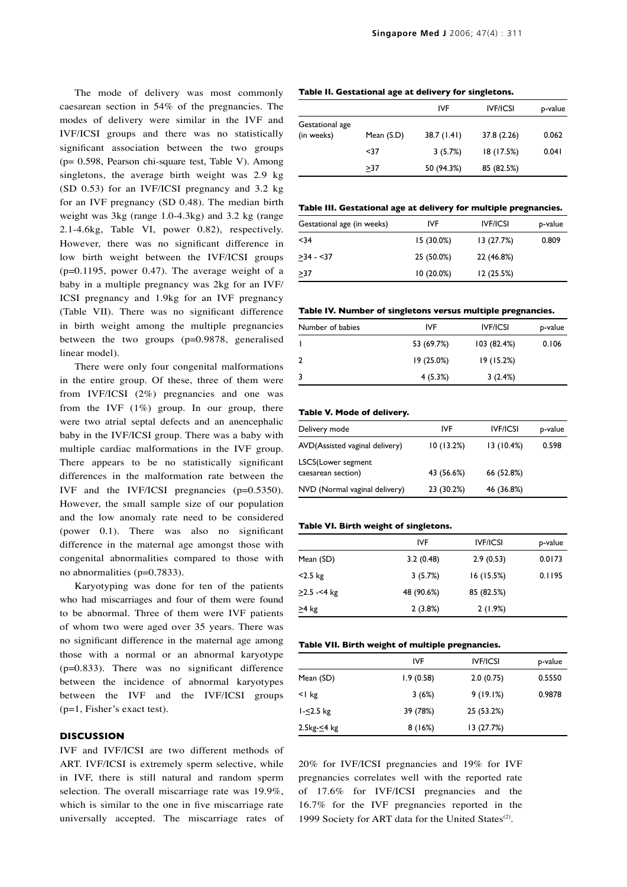The mode of delivery was most commonly caesarean section in 54% of the pregnancies. The modes of delivery were similar in the IVF and IVF/ICSI groups and there was no statistically significant association between the two groups (p= 0.598, Pearson chi-square test, Table V). Among singletons, the average birth weight was 2.9 kg (SD 0.53) for an IVF/ICSI pregnancy and 3.2 kg for an IVF pregnancy (SD 0.48). The median birth weight was 3kg (range 1.0-4.3kg) and 3.2 kg (range 2.1-4.6kg, Table VI, power 0.82), respectively. However, there was no significant difference in low birth weight between the IVF/ICSI groups (p=0.1195, power 0.47). The average weight of a baby in a multiple pregnancy was 2kg for an IVF/ICSI pregnancy and 1.9kg for an IVF pregnancy (Table VII). There was no significant difference in birth weight among the multiple pregnancies between the two groups (p=0.9878, generalised linear model).

There were only four congenital malformations in the entire group. Of these, three of them were from IVF/ICSI (2%) pregnancies and one was from the IVF (1%) group. In our group, there were two atrial septal defects and an anencephalic baby in the IVF/ICSI group. There was a baby with multiple cardiac malformations in the IVF group. There appears to be no statistically significant differences in the malformation rate between the IVF and the IVF/ICSI pregnancies (p=0.5350). However, the small sample size of our population and the low anomaly rate need to be considered (power 0.1). There was also no significant difference in the maternal age amongst those with congenital abnormalities compared to those with no abnormalities (p=0.7833).

Karyotyping was done for ten of the patients who had miscarriages and four of them were found to be abnormal. Three of them were IVF patients of whom two were aged over 35 years. There was no significant difference in the maternal age among those with a normal or an abnormal karyotype (p=0.833). There was no significant difference between the incidence of abnormal karyotypes between the IVF and the IVF/ICSI groups (p=1, Fisher's exact test).

**Table II. Gestational age at delivery for singletons.**

| | | IVF | IVF/ICSI | p-value |
|---|---|---|---|---|
| Gestational age (in weeks) | Mean (S.D) | 38.7 (1.41) | 37.8 (2.26) | 0.062 |
| | <37 | 3 (5.7%) | 18 (17.5%) | 0.041 |
| | ≥37 | 50 (94.3%) | 85 (82.5%) | |

**Table III. Gestational age at delivery for multiple pregnancies.**

| Gestational age (in weeks) | IVF | IVF/ICSI | p-value |
|---|---|---|---|
| <34 | 15 (30.0%) | 13 (27.7%) | 0.809 |
| ≥34 - <37 | 25 (50.0%) | 22 (46.8%) | |
| ≥37 | 10 (20.0%) | 12 (25.5%) | |

**Table IV. Number of singletons versus multiple pregnancies.**

| Number of babies | IVF | IVF/ICSI | p-value |
|---|---|---|---|
| 1 | 53 (69.7%) | 103 (82.4%) | 0.106 |
| 2 | 19 (25.0%) | 19 (15.2%) | |
| 3 | 4 (5.3%) | 3 (2.4%) | |

**Table V. Mode of delivery.**

| Delivery mode | IVF | IVF/ICSI | p-value |
|---|---|---|---|
| AVD(Assisted vaginal delivery) | 10 (13.2%) | 13 (10.4%) | 0.598 |
| LSCS(Lower segment caesarean section) | 43 (56.6%) | 66 (52.8%) | |
| NVD (Normal vaginal delivery) | 23 (30.2%) | 46 (36.8%) | |

**Table VI. Birth weight of singletons.**

| | IVF | IVF/ICSI | p-value |
|---|---|---|---|
| Mean (SD) | 3.2 (0.48) | 2.9 (0.53) | 0.0173 |
| <2.5 kg | 3 (5.7%) | 16 (15.5%) | 0.1195 |
| ≥2.5 -<4 kg | 48 (90.6%) | 85 (82.5%) | |
| ≥4 kg | 2 (3.8%) | 2 (1.9%) | |

**Table VII. Birth weight of multiple pregnancies.**

| | IVF | IVF/ICSI | p-value |
|---|---|---|---|
| Mean (SD) | 1.9 (0.58) | 2.0 (0.75) | 0.5550 |
| <1 kg | 3 (6%) | 9 (19.1%) | 0.9878 |
| 1-≤2.5 kg | 39 (78%) | 25 (53.2%) | |
| 2.5kg-≤4 kg | 8 (16%) | 13 (27.7%) | |

## DISCUSSION

IVF and IVF/ICSI are two different methods of ART. IVF/ICSI is extremely sperm selective, while in IVF, there is still natural and random sperm selection. The overall miscarriage rate was 19.9%, which is similar to the one in five miscarriage rate universally accepted. The miscarriage rates of 20% for IVF/ICSI pregnancies and 19% for IVF pregnancies correlates well with the reported rate of 17.6% for IVF/ICSI pregnancies and the 16.7% for the IVF pregnancies reported in the 1999 Society for ART data for the United States[2].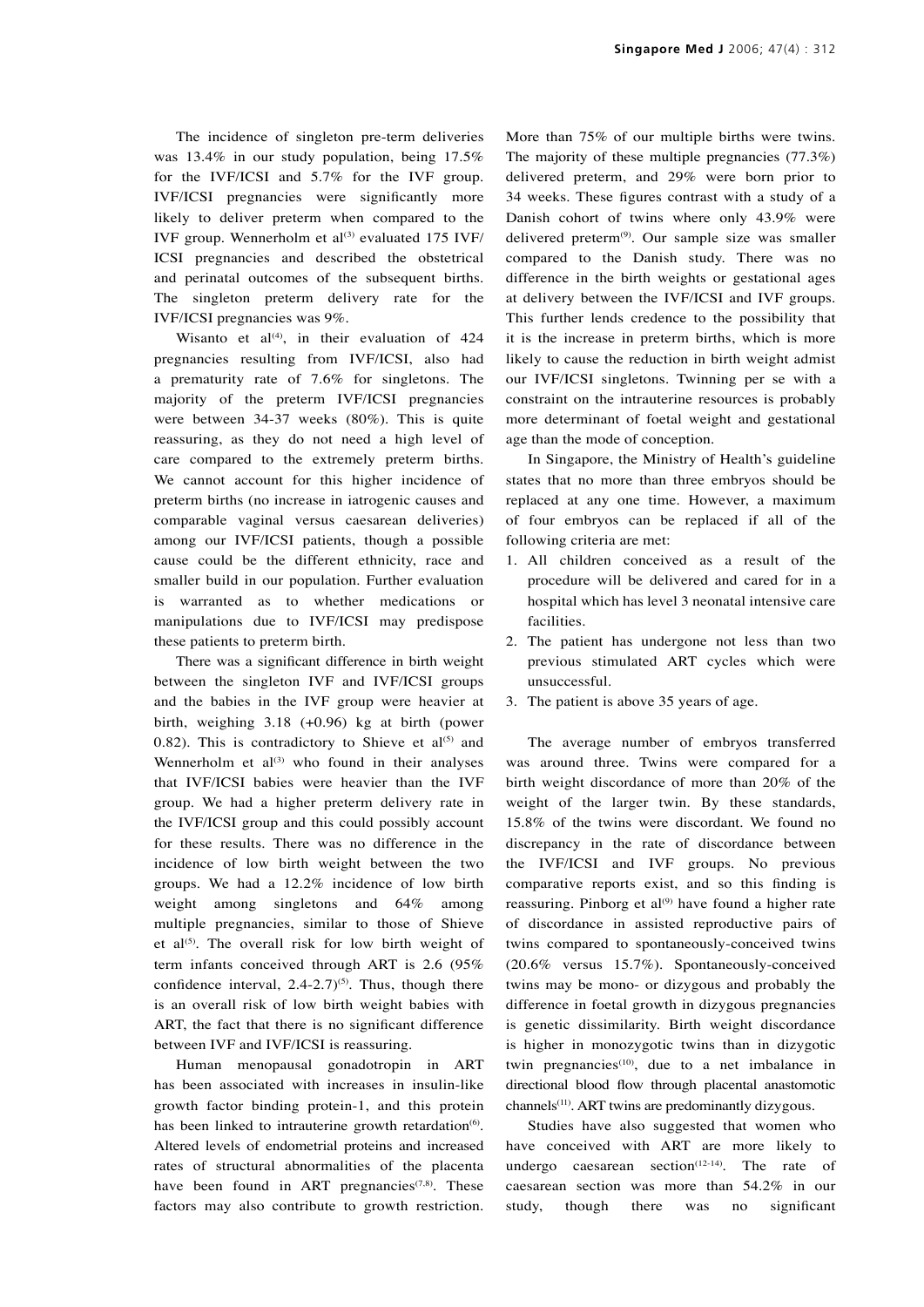The incidence of singleton pre-term deliveries was 13.4% in our study population, being 17.5% for the IVF/ICSI and 5.7% for the IVF group. IVF/ICSI pregnancies were significantly more likely to deliver preterm when compared to the IVF group. Wennerholm et al[3] evaluated 175 IVF/ICSI pregnancies and described the obstetrical and perinatal outcomes of the subsequent births. The singleton preterm delivery rate for the IVF/ICSI pregnancies was 9%.

Wisanto et al[4], in their evaluation of 424 pregnancies resulting from IVF/ICSI, also had a prematurity rate of 7.6% for singletons. The majority of the preterm IVF/ICSI pregnancies were between 34-37 weeks (80%). This is quite reassuring, as they do not need a high level of care compared to the extremely preterm births. We cannot account for this higher incidence of preterm births (no increase in iatrogenic causes and comparable vaginal versus caesarean deliveries) among our IVF/ICSI patients, though a possible cause could be the different ethnicity, race and smaller build in our population. Further evaluation is warranted as to whether medications or manipulations due to IVF/ICSI may predispose these patients to preterm birth.

There was a significant difference in birth weight between the singleton IVF and IVF/ICSI groups and the babies in the IVF group were heavier at birth, weighing 3.18 (+0.96) kg at birth (power 0.82). This is contradictory to Shieve et al[5] and Wennerholm et al[3] who found in their analyses that IVF/ICSI babies were heavier than the IVF group. We had a higher preterm delivery rate in the IVF/ICSI group and this could possibly account for these results. There was no difference in the incidence of low birth weight between the two groups. We had a 12.2% incidence of low birth weight among singletons and 64% among multiple pregnancies, similar to those of Shieve et al[5]. The overall risk for low birth weight of term infants conceived through ART is 2.6 (95% confidence interval, 2.4-2.7)[5]. Thus, though there is an overall risk of low birth weight babies with ART, the fact that there is no significant difference between IVF and IVF/ICSI is reassuring.

Human menopausal gonadotropin in ART has been associated with increases in insulin-like growth factor binding protein-1, and this protein has been linked to intrauterine growth retardation[6]. Altered levels of endometrial proteins and increased rates of structural abnormalities of the placenta have been found in ART pregnancies[7,8]. These factors may also contribute to growth restriction. More than 75% of our multiple births were twins. The majority of these multiple pregnancies (77.3%) delivered preterm, and 29% were born prior to 34 weeks. These figures contrast with a study of a Danish cohort of twins where only 43.9% were delivered preterm[9]. Our sample size was smaller compared to the Danish study. There was no difference in the birth weights or gestational ages at delivery between the IVF/ICSI and IVF groups. This further lends credence to the possibility that it is the increase in preterm births, which is more likely to cause the reduction in birth weight admist our IVF/ICSI singletons. Twinning per se with a constraint on the intrauterine resources is probably more determinant of foetal weight and gestational age than the mode of conception.

In Singapore, the Ministry of Health's guideline states that no more than three embryos should be replaced at any one time. However, a maximum of four embryos can be replaced if all of the following criteria are met:

1. All children conceived as a result of the procedure will be delivered and cared for in a hospital which has level 3 neonatal intensive care facilities.
2. The patient has undergone not less than two previous stimulated ART cycles which were unsuccessful.
3. The patient is above 35 years of age.

The average number of embryos transferred was around three. Twins were compared for a birth weight discordance of more than 20% of the weight of the larger twin. By these standards, 15.8% of the twins were discordant. We found no discrepancy in the rate of discordance between the IVF/ICSI and IVF groups. No previous comparative reports exist, and so this finding is reassuring. Pinborg et al[9] have found a higher rate of discordance in assisted reproductive pairs of twins compared to spontaneously-conceived twins (20.6% versus 15.7%). Spontaneously-conceived twins may be mono- or dizygous and probably the difference in foetal growth in dizygous pregnancies is genetic dissimilarity. Birth weight discordance is higher in monozygotic twins than in dizygotic twin pregnancies[10], due to a net imbalance in directional blood flow through placental anastomotic channels[11]. ART twins are predominantly dizygous.

Studies have also suggested that women who have conceived with ART are more likely to undergo caesarean section[12-14]. The rate of caesarean section was more than 54.2% in our study, though there was no significant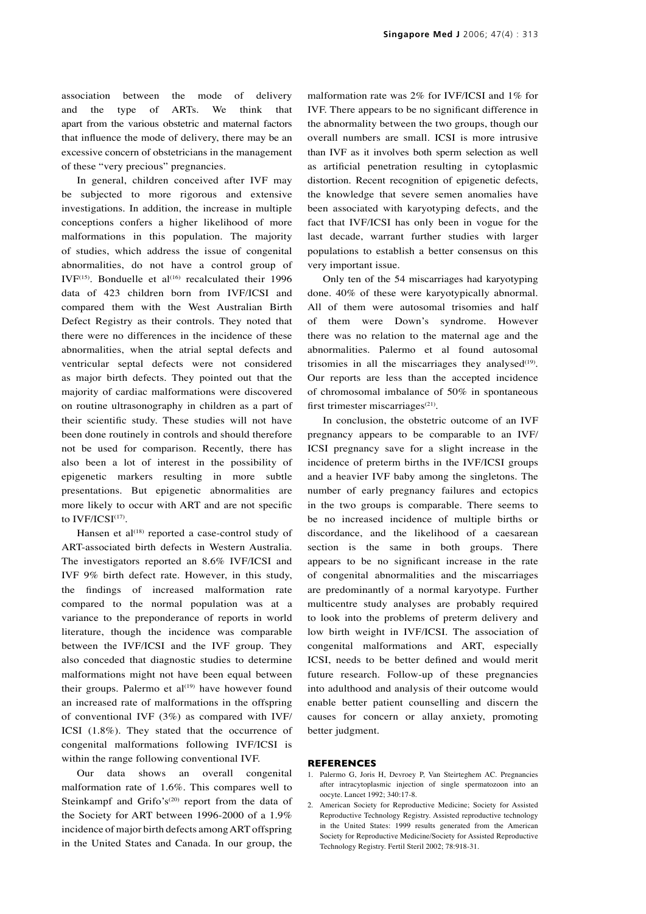association between the mode of delivery and the type of ARTs. We think that apart from the various obstetric and maternal factors that influence the mode of delivery, there may be an excessive concern of obstetricians in the management of these "very precious" pregnancies.

In general, children conceived after IVF may be subjected to more rigorous and extensive investigations. In addition, the increase in multiple conceptions confers a higher likelihood of more malformations in this population. The majority of studies, which address the issue of congenital abnormalities, do not have a control group of IVF[15]. Bonduelle et al[16] recalculated their 1996 data of 423 children born from IVF/ICSI and compared them with the West Australian Birth Defect Registry as their controls. They noted that there were no differences in the incidence of these abnormalities, when the atrial septal defects and ventricular septal defects were not considered as major birth defects. They pointed out that the majority of cardiac malformations were discovered on routine ultrasonography in children as a part of their scientific study. These studies will not have been done routinely in controls and should therefore not be used for comparison. Recently, there has also been a lot of interest in the possibility of epigenetic markers resulting in more subtle presentations. But epigenetic abnormalities are more likely to occur with ART and are not specific to IVF/ICSI[17].

Hansen et al[18] reported a case-control study of ART-associated birth defects in Western Australia. The investigators reported an 8.6% IVF/ICSI and IVF 9% birth defect rate. However, in this study, the findings of increased malformation rate compared to the normal population was at a variance to the preponderance of reports in world literature, though the incidence was comparable between the IVF/ICSI and the IVF group. They also conceded that diagnostic studies to determine malformations might not have been equal between their groups. Palermo et al[19] have however found an increased rate of malformations in the offspring of conventional IVF (3%) as compared with IVF/ICSI (1.8%). They stated that the occurrence of congenital malformations following IVF/ICSI is within the range following conventional IVF.

Our data shows an overall congenital malformation rate of 1.6%. This compares well to Steinkampf and Grifo's[20] report from the data of the Society for ART between 1996-2000 of a 1.9% incidence of major birth defects among ART offspring in the United States and Canada. In our group, the malformation rate was 2% for IVF/ICSI and 1% for IVF. There appears to be no significant difference in the abnormality between the two groups, though our overall numbers are small. ICSI is more intrusive than IVF as it involves both sperm selection as well as artificial penetration resulting in cytoplasmic distortion. Recent recognition of epigenetic defects, the knowledge that severe semen anomalies have been associated with karyotyping defects, and the fact that IVF/ICSI has only been in vogue for the last decade, warrant further studies with larger populations to establish a better consensus on this very important issue.

Only ten of the 54 miscarriages had karyotyping done. 40% of these were karyotypically abnormal. All of them were autosomal trisomies and half of them were Down's syndrome. However there was no relation to the maternal age and the abnormalities. Palermo et al found autosomal trisomies in all the miscarriages they analysed[19]. Our reports are less than the accepted incidence of chromosomal imbalance of 50% in spontaneous first trimester miscarriages[21].

In conclusion, the obstetric outcome of an IVF pregnancy appears to be comparable to an IVF/ICSI pregnancy save for a slight increase in the incidence of preterm births in the IVF/ICSI groups and a heavier IVF baby among the singletons. The number of early pregnancy failures and ectopics in the two groups is comparable. There seems to be no increased incidence of multiple births or discordance, and the likelihood of a caesarean section is the same in both groups. There appears to be no significant increase in the rate of congenital abnormalities and the miscarriages are predominantly of a normal karyotype. Further multicentre study analyses are probably required to look into the problems of preterm delivery and low birth weight in IVF/ICSI. The association of congenital malformations and ART, especially ICSI, needs to be better defined and would merit future research. Follow-up of these pregnancies into adulthood and analysis of their outcome would enable better patient counselling and discern the causes for concern or allay anxiety, promoting better judgment.

## REFERENCES

1. Palermo G, Joris H, Devroey P, Van Steirteghem AC. Pregnancies after intracytoplasmic injection of single spermatozoon into an oocyte. Lancet 1992; 340:17-8.
2. American Society for Reproductive Medicine; Society for Assisted Reproductive Technology Registry. Assisted reproductive technology in the United States: 1999 results generated from the American Society for Reproductive Medicine/Society for Assisted Reproductive Technology Registry. Fertil Steril 2002; 78:918-31.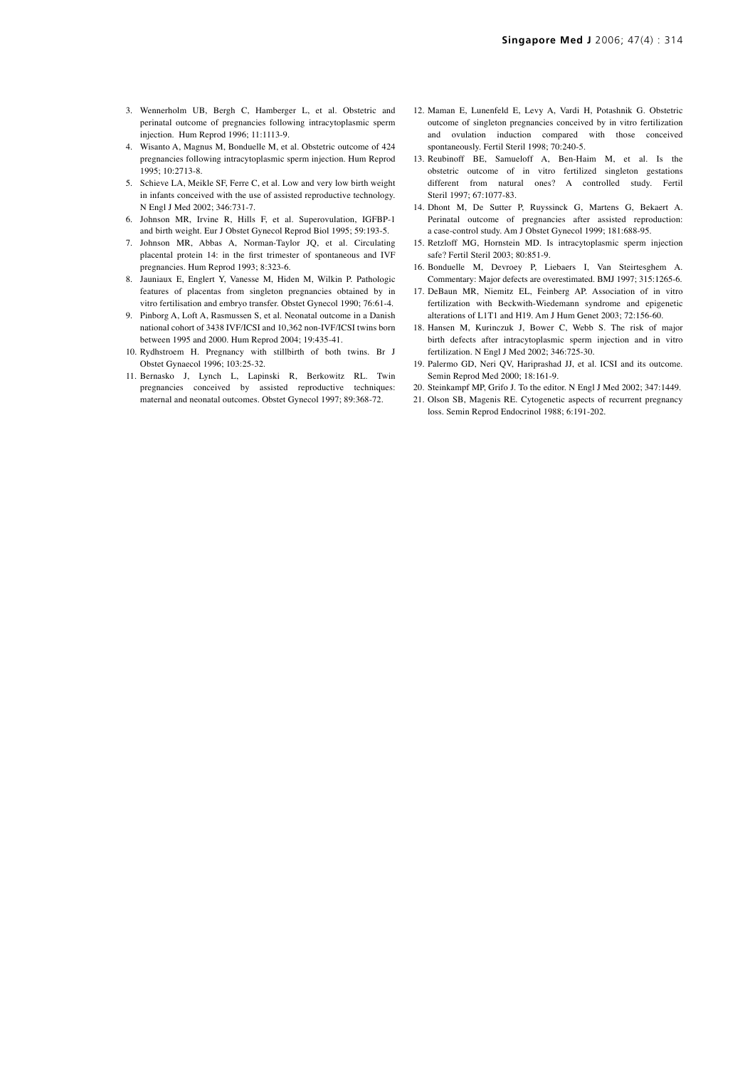3. Wennerholm UB, Bergh C, Hamberger L, et al. Obstetric and perinatal outcome of pregnancies following intracytoplasmic sperm injection. Hum Reprod 1996; 11:1113-9.
4. Wisanto A, Magnus M, Bonduelle M, et al. Obstetric outcome of 424 pregnancies following intracytoplasmic sperm injection. Hum Reprod 1995; 10:2713-8.
5. Schieve LA, Meikle SF, Ferre C, et al. Low and very low birth weight in infants conceived with the use of assisted reproductive technology. N Engl J Med 2002; 346:731-7.
6. Johnson MR, Irvine R, Hills F, et al. Superovulation, IGFBP-1 and birth weight. Eur J Obstet Gynecol Reprod Biol 1995; 59:193-5.
7. Johnson MR, Abbas A, Norman-Taylor JQ, et al. Circulating placental protein 14: in the first trimester of spontaneous and IVF pregnancies. Hum Reprod 1993; 8:323-6.
8. Jauniaux E, Englert Y, Vanesse M, Hiden M, Wilkin P. Pathologic features of placentas from singleton pregnancies obtained by in vitro fertilisation and embryo transfer. Obstet Gynecol 1990; 76:61-4.
9. Pinborg A, Loft A, Rasmussen S, et al. Neonatal outcome in a Danish national cohort of 3438 IVF/ICSI and 10,362 non-IVF/ICSI twins born between 1995 and 2000. Hum Reprod 2004; 19:435-41.
10. Rydhstroem H. Pregnancy with stillbirth of both twins. Br J Obstet Gynaecol 1996; 103:25-32.
11. Bernasko J, Lynch L, Lapinski R, Berkowitz RL. Twin pregnancies conceived by assisted reproductive techniques: maternal and neonatal outcomes. Obstet Gynecol 1997; 89:368-72.
12. Maman E, Lunenfeld E, Levy A, Vardi H, Potashnik G. Obstetric outcome of singleton pregnancies conceived by in vitro fertilization and ovulation induction compared with those conceived spontaneously. Fertil Steril 1998; 70:240-5.
13. Reubinoff BE, Samueloff A, Ben-Haim M, et al. Is the obstetric outcome of in vitro fertilized singleton gestations different from natural ones? A controlled study. Fertil Steril 1997; 67:1077-83.
14. Dhont M, De Sutter P, Ruyssinck G, Martens G, Bekaert A. Perinatal outcome of pregnancies after assisted reproduction: a case-control study. Am J Obstet Gynecol 1999; 181:688-95.
15. Retzloff MG, Hornstein MD. Is intracytoplasmic sperm injection safe? Fertil Steril 2003; 80:851-9.
16. Bonduelle M, Devroey P, Liebaers I, Van Steirtesghem A. Commentary: Major defects are overestimated. BMJ 1997; 315:1265-6.
17. DeBaun MR, Niemitz EL, Feinberg AP. Association of in vitro fertilization with Beckwith-Wiedemann syndrome and epigenetic alterations of L1T1 and H19. Am J Hum Genet 2003; 72:156-60.
18. Hansen M, Kurinczuk J, Bower C, Webb S. The risk of major birth defects after intracytoplasmic sperm injection and in vitro fertilization. N Engl J Med 2002; 346:725-30.
19. Palermo GD, Neri QV, Hariprashad JJ, et al. ICSI and its outcome. Semin Reprod Med 2000; 18:161-9.
20. Steinkampf MP, Grifo J. To the editor. N Engl J Med 2002; 347:1449.
21. Olson SB, Magenis RE. Cytogenetic aspects of recurrent pregnancy loss. Semin Reprod Endocrinol 1988; 6:191-202.